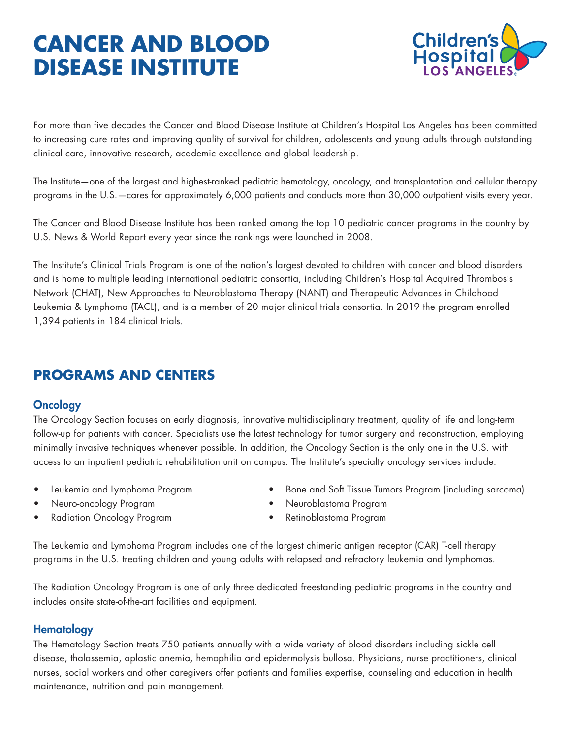# CANCER AND BLOOD DISEASE INSTITUTE

For more than five decades the Cancer and Blood Disease Institute at Children's Hospital Los Angeles has been committed to increasing cure rates and improving quality of survival for children, adolescents and young adults through outstanding clinical care, innovative research, academic excellence and global leadership.

The Institute—one of the largest and highest-ranked pediatric hematology, oncology, and transplantation and cellular therapy programs in the U.S.—cares for approximately 6,000 patients and conducts more than 30,000 outpatient visits every year.

The Cancer and Blood Disease Institute has been ranked among the top 10 pediatric cancer programs in the country by U.S. News & World Report every year since the rankings were launched in 2008.

The Institute's Clinical Trials Program is one of the nation's largest devoted to children with cancer and blood disorders and is home to multiple leading international pediatric consortia, including Children's Hospital Acquired Thrombosis Network (CHAT), New Approaches to Neuroblastoma Therapy (NANT) and Therapeutic Advances in Childhood Leukemia & Lymphoma (TACL), and is a member of 20 major clinical trials consortia. In 2019 the program enrolled 1,394 patients in 184 clinical trials.

## PROGRAMS AND CENTERS

### Oncology

The Oncology Section focuses on early diagnosis, innovative multidisciplinary treatment, quality of life and long-term follow-up for patients with cancer. Specialists use the latest technology for tumor surgery and reconstruction, employing minimally invasive techniques whenever possible. In addition, the Oncology Section is the only one in the U.S. with access to an inpatient pediatric rehabilitation unit on campus. The Institute's specialty oncology services include:

- Leukemia and Lymphoma Program
- Neuro-oncology Program
- Radiation Oncology Program
- Bone and Soft Tissue Tumors Program (including sarcoma)
- Neuroblastoma Program
- Retinoblastoma Program

The Leukemia and Lymphoma Program includes one of the largest chimeric antigen receptor (CAR) T-cell therapy programs in the U.S. treating children and young adults with relapsed and refractory leukemia and lymphomas.

The Radiation Oncology Program is one of only three dedicated freestanding pediatric programs in the country and includes onsite state-of-the-art facilities and equipment.

### Hematology

The Hematology Section treats 750 patients annually with a wide variety of blood disorders including sickle cell disease, thalassemia, aplastic anemia, hemophilia and epidermolysis bullosa. Physicians, nurse practitioners, clinical nurses, social workers and other caregivers offer patients and families expertise, counseling and education in health maintenance, nutrition and pain management.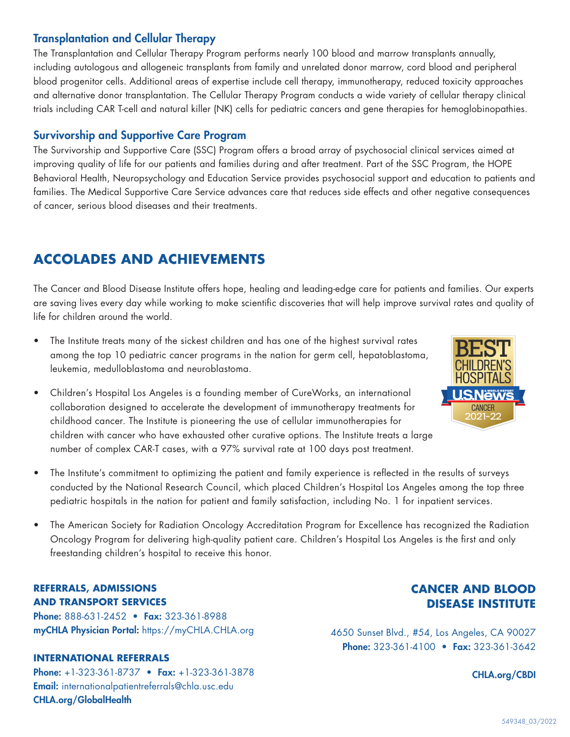### Transplantation and Cellular Therapy

The Transplantation and Cellular Therapy Program performs nearly 100 blood and marrow transplants annually, including autologous and allogeneic transplants from family and unrelated donor marrow, cord blood and peripheral blood progenitor cells. Additional areas of expertise include cell therapy, immunotherapy, reduced toxicity approaches and alternative donor transplantation. The Cellular Therapy Program conducts a wide variety of cellular therapy clinical trials including CAR T-cell and natural killer (NK) cells for pediatric cancers and gene therapies for hemoglobinopathies.

### Survivorship and Supportive Care Program

The Survivorship and Supportive Care (SSC) Program offers a broad array of psychosocial clinical services aimed at improving quality of life for our patients and families during and after treatment. Part of the SSC Program, the HOPE Behavioral Health, Neuropsychology and Education Service provides psychosocial support and education to patients and families. The Medical Supportive Care Service advances care that reduces side effects and other negative consequences of cancer, serious blood diseases and their treatments.

## ACCOLADES AND ACHIEVEMENTS

The Cancer and Blood Disease Institute offers hope, healing and leading-edge care for patients and families. Our experts are saving lives every day while working to make scientific discoveries that will help improve survival rates and quality of life for children around the world.

- The Institute treats many of the sickest children and has one of the highest survival rates among the top 10 pediatric cancer programs in the nation for germ cell, hepatoblastoma, leukemia, medulloblastoma and neuroblastoma.
- Children's Hospital Los Angeles is a founding member of CureWorks, an international collaboration designed to accelerate the development of immunotherapy treatments for childhood cancer. The Institute is pioneering the use of cellular immunotherapies for children with cancer who have exhausted other curative options. The Institute treats a large number of complex CAR-T cases, with a 97% survival rate at 100 days post treatment.
- The Institute's commitment to optimizing the patient and family experience is reflected in the results of surveys conducted by the National Research Council, which placed Children's Hospital Los Angeles among the top three pediatric hospitals in the nation for patient and family satisfaction, including No. 1 for inpatient services.
- The American Society for Radiation Oncology Accreditation Program for Excellence has recognized the Radiation Oncology Program for delivering high-quality patient care. Children's Hospital Los Angeles is the first and only freestanding children's hospital to receive this honor.

BEST CHILDREN'S HOSPITALS
U.S. News & World Report
CANCER
2021-22

**REFERRALS, ADMISSIONS AND TRANSPORT SERVICES**

**Phone:** 888-631-2452 • **Fax:** 323-361-8988
**myCHLA Physician Portal:** https://myCHLA.CHLA.org

**INTERNATIONAL REFERRALS**

**Phone:** +1-323-361-8737 • **Fax:** +1-323-361-3878
**Email:** internationalpatientreferrals@chla.usc.edu
**CHLA.org/GlobalHealth**

**CANCER AND BLOOD DISEASE INSTITUTE**

4650 Sunset Blvd., #54, Los Angeles, CA 90027
**Phone:** 323-361-4100 • **Fax:** 323-361-3642

**CHLA.org/CBDI**

549348_03/2022